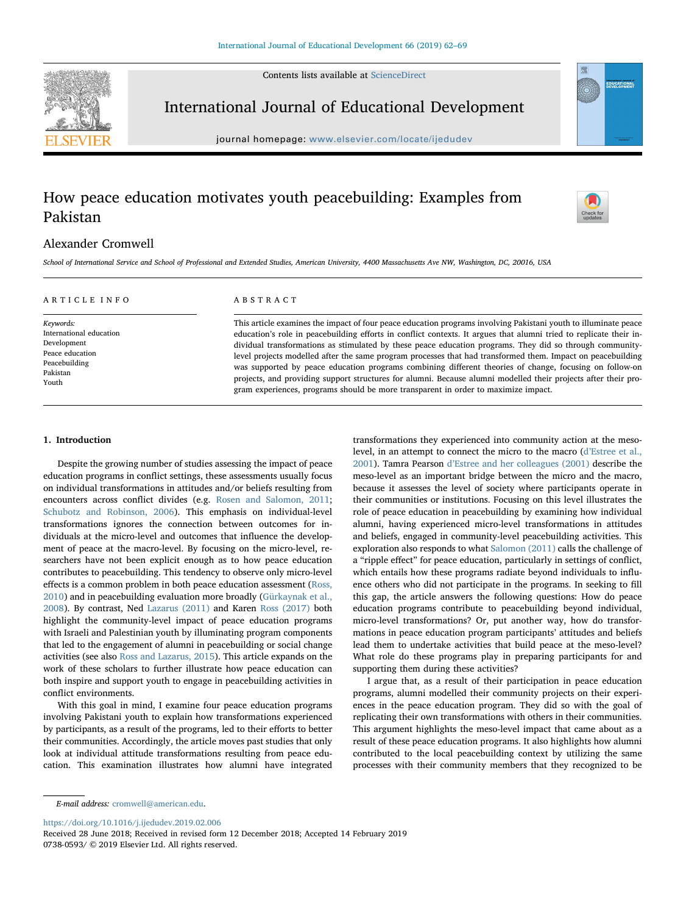# How peace education motivates youth peacebuilding: Examples from Pakistan

Alexander Cromwell

*School of International Service and School of Professional and Extended Studies, American University, 4400 Massachusetts Ave NW, Washington, DC, 20016, USA*

## ARTICLE INFO

*Keywords:*
International education
Development
Peace education
Peacebuilding
Pakistan
Youth

## ABSTRACT

This article examines the impact of four peace education programs involving Pakistani youth to illuminate peace education's role in peacebuilding efforts in conflict contexts. It argues that alumni tried to replicate their individual transformations as stimulated by these peace education programs. They did so through community-level projects modelled after the same program processes that had transformed them. Impact on peacebuilding was supported by peace education programs combining different theories of change, focusing on follow-on projects, and providing support structures for alumni. Because alumni modelled their projects after their program experiences, programs should be more transparent in order to maximize impact.

## 1. Introduction

Despite the growing number of studies assessing the impact of peace education programs in conflict settings, these assessments usually focus on individual transformations in attitudes and/or beliefs resulting from encounters across conflict divides (e.g. Rosen and Salomon, 2011; Schubotz and Robinson, 2006). This emphasis on individual-level transformations ignores the connection between outcomes for individuals at the micro-level and outcomes that influence the development of peace at the macro-level. By focusing on the micro-level, researchers have not been explicit enough as to how peace education contributes to peacebuilding. This tendency to observe only micro-level effects is a common problem in both peace education assessment (Ross, 2010) and in peacebuilding evaluation more broadly (Gürkaynak et al., 2008). By contrast, Ned Lazarus (2011) and Karen Ross (2017) both highlight the community-level impact of peace education programs with Israeli and Palestinian youth by illuminating program components that led to the engagement of alumni in peacebuilding or social change activities (see also Ross and Lazarus, 2015). This article expands on the work of these scholars to further illustrate how peace education can both inspire and support youth to engage in peacebuilding activities in conflict environments.

With this goal in mind, I examine four peace education programs involving Pakistani youth to explain how transformations experienced by participants, as a result of the programs, led to their efforts to better their communities. Accordingly, the article moves past studies that only look at individual attitude transformations resulting from peace education. This examination illustrates how alumni have integrated transformations they experienced into community action at the meso-level, in an attempt to connect the micro to the macro (d'Estree et al., 2001). Tamra Pearson d'Estree and her colleagues (2001) describe the meso-level as an important bridge between the micro and the macro, because it assesses the level of society where participants operate in their communities or institutions. Focusing on this level illustrates the role of peace education in peacebuilding by examining how individual alumni, having experienced micro-level transformations in attitudes and beliefs, engaged in community-level peacebuilding activities. This exploration also responds to what Salomon (2011) calls the challenge of a "ripple effect" for peace education, particularly in settings of conflict, which entails how these programs radiate beyond individuals to influence others who did not participate in the programs. In seeking to fill this gap, the article answers the following questions: How do peace education programs contribute to peacebuilding beyond individual, micro-level transformations? Or, put another way, how do transformations in peace education program participants' attitudes and beliefs lead them to undertake activities that build peace at the meso-level? What role do these programs play in preparing participants for and supporting them during these activities?

I argue that, as a result of their participation in peace education programs, alumni modelled their community projects on their experiences in the peace education program. They did so with the goal of replicating their own transformations with others in their communities. This argument highlights the meso-level impact that came about as a result of these peace education programs. It also highlights how alumni contributed to the local peacebuilding context by utilizing the same processes with their community members that they recognized to be

*E-mail address:* cromwell@american.edu.

https://doi.org/10.1016/j.ijedudev.2019.02.006
Received 28 June 2018; Received in revised form 12 December 2018; Accepted 14 February 2019
0738-0593/ © 2019 Elsevier Ltd. All rights reserved.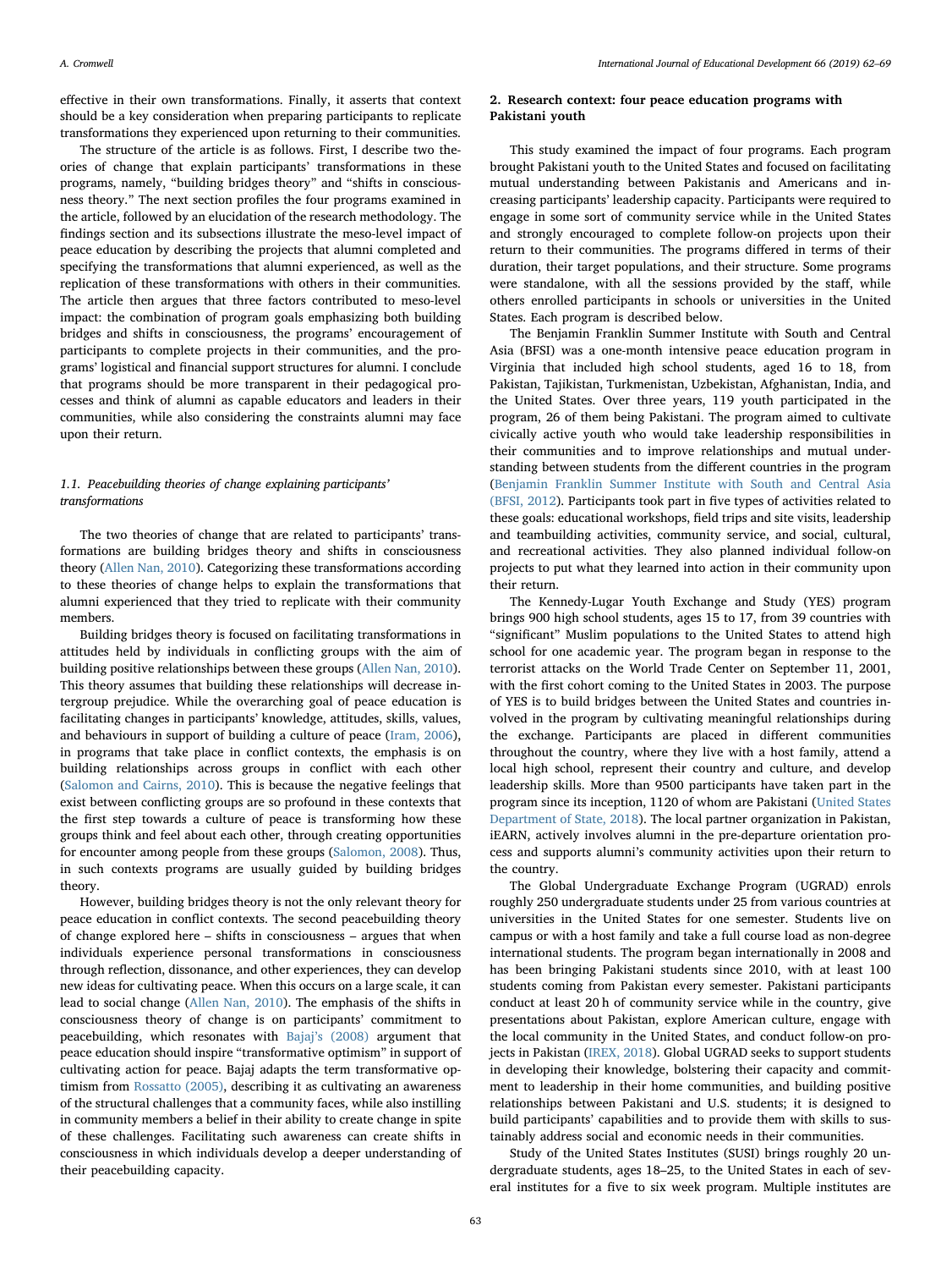effective in their own transformations. Finally, it asserts that context should be a key consideration when preparing participants to replicate transformations they experienced upon returning to their communities.

The structure of the article is as follows. First, I describe two theories of change that explain participants' transformations in these programs, namely, "building bridges theory" and "shifts in consciousness theory." The next section profiles the four programs examined in the article, followed by an elucidation of the research methodology. The findings section and its subsections illustrate the meso-level impact of peace education by describing the projects that alumni completed and specifying the transformations that alumni experienced, as well as the replication of these transformations with others in their communities. The article then argues that three factors contributed to meso-level impact: the combination of program goals emphasizing both building bridges and shifts in consciousness, the programs' encouragement of participants to complete projects in their communities, and the programs' logistical and financial support structures for alumni. I conclude that programs should be more transparent in their pedagogical processes and think of alumni as capable educators and leaders in their communities, while also considering the constraints alumni may face upon their return.

### 1.1. Peacebuilding theories of change explaining participants' transformations

The two theories of change that are related to participants' transformations are building bridges theory and shifts in consciousness theory (Allen Nan, 2010). Categorizing these transformations according to these theories of change helps to explain the transformations that alumni experienced that they tried to replicate with their community members.

Building bridges theory is focused on facilitating transformations in attitudes held by individuals in conflicting groups with the aim of building positive relationships between these groups (Allen Nan, 2010). This theory assumes that building these relationships will decrease intergroup prejudice. While the overarching goal of peace education is facilitating changes in participants' knowledge, attitudes, skills, values, and behaviours in support of building a culture of peace (Iram, 2006), in programs that take place in conflict contexts, the emphasis is on building relationships across groups in conflict with each other (Salomon and Cairns, 2010). This is because the negative feelings that exist between conflicting groups are so profound in these contexts that the first step towards a culture of peace is transforming how these groups think and feel about each other, through creating opportunities for encounter among people from these groups (Salomon, 2008). Thus, in such contexts programs are usually guided by building bridges theory.

However, building bridges theory is not the only relevant theory for peace education in conflict contexts. The second peacebuilding theory of change explored here – shifts in consciousness – argues that when individuals experience personal transformations in consciousness through reflection, dissonance, and other experiences, they can develop new ideas for cultivating peace. When this occurs on a large scale, it can lead to social change (Allen Nan, 2010). The emphasis of the shifts in consciousness theory of change is on participants' commitment to peacebuilding, which resonates with Bajaj's (2008) argument that peace education should inspire "transformative optimism" in support of cultivating action for peace. Bajaj adapts the term transformative optimism from Rossatto (2005), describing it as cultivating an awareness of the structural challenges that a community faces, while also instilling in community members a belief in their ability to create change in spite of these challenges. Facilitating such awareness can create shifts in consciousness in which individuals develop a deeper understanding of their peacebuilding capacity.

## 2. Research context: four peace education programs with Pakistani youth

This study examined the impact of four programs. Each program brought Pakistani youth to the United States and focused on facilitating mutual understanding between Pakistanis and Americans and increasing participants' leadership capacity. Participants were required to engage in some sort of community service while in the United States and strongly encouraged to complete follow-on projects upon their return to their communities. The programs differed in terms of their duration, their target populations, and their structure. Some programs were standalone, with all the sessions provided by the staff, while others enrolled participants in schools or universities in the United States. Each program is described below.

The Benjamin Franklin Summer Institute with South and Central Asia (BFSI) was a one-month intensive peace education program in Virginia that included high school students, aged 16 to 18, from Pakistan, Tajikistan, Turkmenistan, Uzbekistan, Afghanistan, India, and the United States. Over three years, 119 youth participated in the program, 26 of them being Pakistani. The program aimed to cultivate civically active youth who would take leadership responsibilities in their communities and to improve relationships and mutual understanding between students from the different countries in the program (Benjamin Franklin Summer Institute with South and Central Asia (BFSI, 2012). Participants took part in five types of activities related to these goals: educational workshops, field trips and site visits, leadership and teambuilding activities, community service, and social, cultural, and recreational activities. They also planned individual follow-on projects to put what they learned into action in their community upon their return.

The Kennedy-Lugar Youth Exchange and Study (YES) program brings 900 high school students, ages 15 to 17, from 39 countries with "significant" Muslim populations to the United States to attend high school for one academic year. The program began in response to the terrorist attacks on the World Trade Center on September 11, 2001, with the first cohort coming to the United States in 2003. The purpose of YES is to build bridges between the United States and countries involved in the program by cultivating meaningful relationships during the exchange. Participants are placed in different communities throughout the country, where they live with a host family, attend a local high school, represent their country and culture, and develop leadership skills. More than 9500 participants have taken part in the program since its inception, 1120 of whom are Pakistani (United States Department of State, 2018). The local partner organization in Pakistan, iEARN, actively involves alumni in the pre-departure orientation process and supports alumni's community activities upon their return to the country.

The Global Undergraduate Exchange Program (UGRAD) enrols roughly 250 undergraduate students under 25 from various countries at universities in the United States for one semester. Students live on campus or with a host family and take a full course load as non-degree international students. The program began internationally in 2008 and has been bringing Pakistani students since 2010, with at least 100 students coming from Pakistan every semester. Pakistani participants conduct at least 20 h of community service while in the country, give presentations about Pakistan, explore American culture, engage with the local community in the United States, and conduct follow-on projects in Pakistan (IREX, 2018). Global UGRAD seeks to support students in developing their knowledge, bolstering their capacity and commitment to leadership in their home communities, and building positive relationships between Pakistani and U.S. students; it is designed to build participants' capabilities and to provide them with skills to sustainably address social and economic needs in their communities.

Study of the United States Institutes (SUSI) brings roughly 20 undergraduate students, ages 18–25, to the United States in each of several institutes for a five to six week program. Multiple institutes are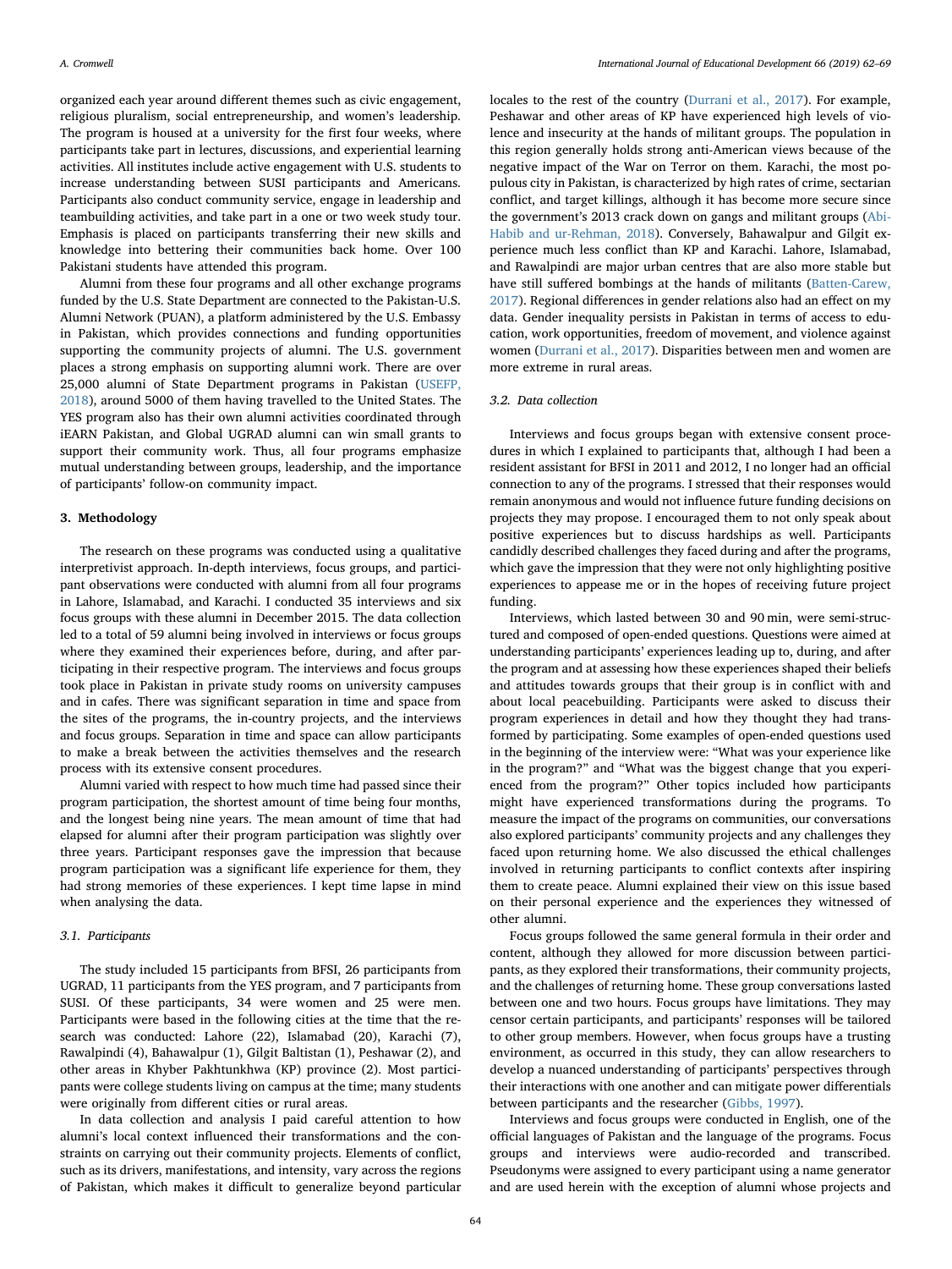organized each year around different themes such as civic engagement, religious pluralism, social entrepreneurship, and women's leadership. The program is housed at a university for the first four weeks, where participants take part in lectures, discussions, and experiential learning activities. All institutes include active engagement with U.S. students to increase understanding between SUSI participants and Americans. Participants also conduct community service, engage in leadership and teambuilding activities, and take part in a one or two week study tour. Emphasis is placed on participants transferring their new skills and knowledge into bettering their communities back home. Over 100 Pakistani students have attended this program.

Alumni from these four programs and all other exchange programs funded by the U.S. State Department are connected to the Pakistan-U.S. Alumni Network (PUAN), a platform administered by the U.S. Embassy in Pakistan, which provides connections and funding opportunities supporting the community projects of alumni. The U.S. government places a strong emphasis on supporting alumni work. There are over 25,000 alumni of State Department programs in Pakistan (USEFP, 2018), around 5000 of them having travelled to the United States. The YES program also has their own alumni activities coordinated through iEARN Pakistan, and Global UGRAD alumni can win small grants to support their community work. Thus, all four programs emphasize mutual understanding between groups, leadership, and the importance of participants' follow-on community impact.

## 3. Methodology

The research on these programs was conducted using a qualitative interpretivist approach. In-depth interviews, focus groups, and participant observations were conducted with alumni from all four programs in Lahore, Islamabad, and Karachi. I conducted 35 interviews and six focus groups with these alumni in December 2015. The data collection led to a total of 59 alumni being involved in interviews or focus groups where they examined their experiences before, during, and after participating in their respective program. The interviews and focus groups took place in Pakistan in private study rooms on university campuses and in cafes. There was significant separation in time and space from the sites of the programs, the in-country projects, and the interviews and focus groups. Separation in time and space can allow participants to make a break between the activities themselves and the research process with its extensive consent procedures.

Alumni varied with respect to how much time had passed since their program participation, the shortest amount of time being four months, and the longest being nine years. The mean amount of time that had elapsed for alumni after their program participation was slightly over three years. Participant responses gave the impression that because program participation was a significant life experience for them, they had strong memories of these experiences. I kept time lapse in mind when analysing the data.

### 3.1. Participants

The study included 15 participants from BFSI, 26 participants from UGRAD, 11 participants from the YES program, and 7 participants from SUSI. Of these participants, 34 were women and 25 were men. Participants were based in the following cities at the time that the research was conducted: Lahore (22), Islamabad (20), Karachi (7), Rawalpindi (4), Bahawalpur (1), Gilgit Baltistan (1), Peshawar (2), and other areas in Khyber Pakhtunkhwa (KP) province (2). Most participants were college students living on campus at the time; many students were originally from different cities or rural areas.

In data collection and analysis I paid careful attention to how alumni's local context influenced their transformations and the constraints on carrying out their community projects. Elements of conflict, such as its drivers, manifestations, and intensity, vary across the regions of Pakistan, which makes it difficult to generalize beyond particular locales to the rest of the country (Durrani et al., 2017). For example, Peshawar and other areas of KP have experienced high levels of violence and insecurity at the hands of militant groups. The population in this region generally holds strong anti-American views because of the negative impact of the War on Terror on them. Karachi, the most populous city in Pakistan, is characterized by high rates of crime, sectarian conflict, and target killings, although it has become more secure since the government's 2013 crack down on gangs and militant groups (Abi-Habib and ur-Rehman, 2018). Conversely, Bahawalpur and Gilgit experience much less conflict than KP and Karachi. Lahore, Islamabad, and Rawalpindi are major urban centres that are also more stable but have still suffered bombings at the hands of militants (Batten-Carew, 2017). Regional differences in gender relations also had an effect on my data. Gender inequality persists in Pakistan in terms of access to education, work opportunities, freedom of movement, and violence against women (Durrani et al., 2017). Disparities between men and women are more extreme in rural areas.

### 3.2. Data collection

Interviews and focus groups began with extensive consent procedures in which I explained to participants that, although I had been a resident assistant for BFSI in 2011 and 2012, I no longer had an official connection to any of the programs. I stressed that their responses would remain anonymous and would not influence future funding decisions on projects they may propose. I encouraged them to not only speak about positive experiences but to discuss hardships as well. Participants candidly described challenges they faced during and after the programs, which gave the impression that they were not only highlighting positive experiences to appease me or in the hopes of receiving future project funding.

Interviews, which lasted between 30 and 90 min, were semi-structured and composed of open-ended questions. Questions were aimed at understanding participants' experiences leading up to, during, and after the program and at assessing how these experiences shaped their beliefs and attitudes towards groups that their group is in conflict with and about local peacebuilding. Participants were asked to discuss their program experiences in detail and how they thought they had transformed by participating. Some examples of open-ended questions used in the beginning of the interview were: "What was your experience like in the program?" and "What was the biggest change that you experienced from the program?" Other topics included how participants might have experienced transformations during the programs. To measure the impact of the programs on communities, our conversations also explored participants' community projects and any challenges they faced upon returning home. We also discussed the ethical challenges involved in returning participants to conflict contexts after inspiring them to create peace. Alumni explained their view on this issue based on their personal experience and the experiences they witnessed of other alumni.

Focus groups followed the same general formula in their order and content, although they allowed for more discussion between participants, as they explored their transformations, their community projects, and the challenges of returning home. These group conversations lasted between one and two hours. Focus groups have limitations. They may censor certain participants, and participants' responses will be tailored to other group members. However, when focus groups have a trusting environment, as occurred in this study, they can allow researchers to develop a nuanced understanding of participants' perspectives through their interactions with one another and can mitigate power differentials between participants and the researcher (Gibbs, 1997).

Interviews and focus groups were conducted in English, one of the official languages of Pakistan and the language of the programs. Focus groups and interviews were audio-recorded and transcribed. Pseudonyms were assigned to every participant using a name generator and are used herein with the exception of alumni whose projects and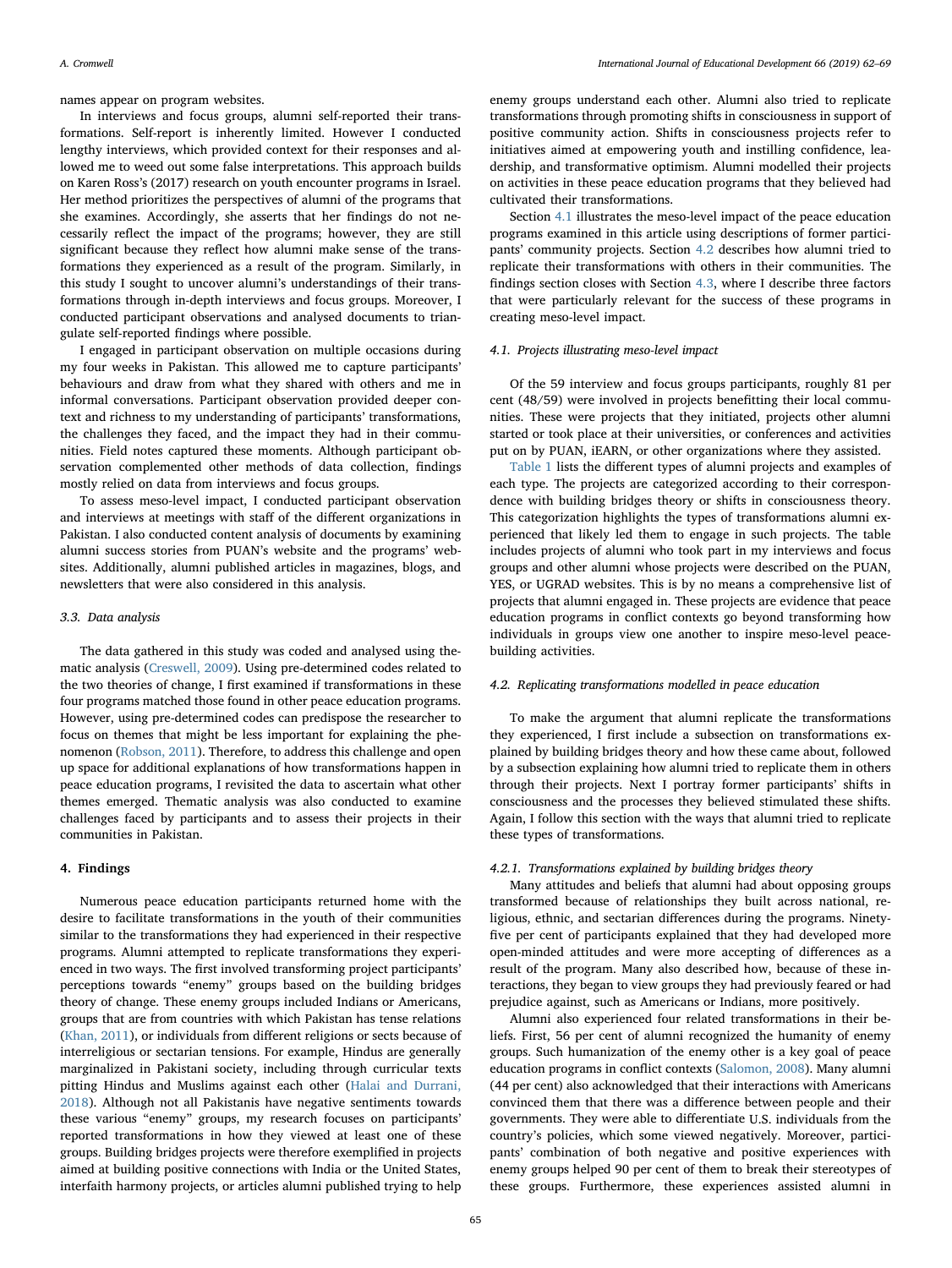names appear on program websites.

In interviews and focus groups, alumni self-reported their transformations. Self-report is inherently limited. However I conducted lengthy interviews, which provided context for their responses and allowed me to weed out some false interpretations. This approach builds on Karen Ross's (2017) research on youth encounter programs in Israel. Her method prioritizes the perspectives of alumni of the programs that she examines. Accordingly, she asserts that her findings do not necessarily reflect the impact of the programs; however, they are still significant because they reflect how alumni make sense of the transformations they experienced as a result of the program. Similarly, in this study I sought to uncover alumni's understandings of their transformations through in-depth interviews and focus groups. Moreover, I conducted participant observations and analysed documents to triangulate self-reported findings where possible.

I engaged in participant observation on multiple occasions during my four weeks in Pakistan. This allowed me to capture participants' behaviours and draw from what they shared with others and me in informal conversations. Participant observation provided deeper context and richness to my understanding of participants' transformations, the challenges they faced, and the impact they had in their communities. Field notes captured these moments. Although participant observation complemented other methods of data collection, findings mostly relied on data from interviews and focus groups.

To assess meso-level impact, I conducted participant observation and interviews at meetings with staff of the different organizations in Pakistan. I also conducted content analysis of documents by examining alumni success stories from PUAN's website and the programs' websites. Additionally, alumni published articles in magazines, blogs, and newsletters that were also considered in this analysis.

### 3.3. Data analysis

The data gathered in this study was coded and analysed using thematic analysis (Creswell, 2009). Using pre-determined codes related to the two theories of change, I first examined if transformations in these four programs matched those found in other peace education programs. However, using pre-determined codes can predispose the researcher to focus on themes that might be less important for explaining the phenomenon (Robson, 2011). Therefore, to address this challenge and open up space for additional explanations of how transformations happen in peace education programs, I revisited the data to ascertain what other themes emerged. Thematic analysis was also conducted to examine challenges faced by participants and to assess their projects in their communities in Pakistan.

## 4. Findings

Numerous peace education participants returned home with the desire to facilitate transformations in the youth of their communities similar to the transformations they had experienced in their respective programs. Alumni attempted to replicate transformations they experienced in two ways. The first involved transforming project participants' perceptions towards "enemy" groups based on the building bridges theory of change. These enemy groups included Indians or Americans, groups that are from countries with which Pakistan has tense relations (Khan, 2011), or individuals from different religions or sects because of interreligious or sectarian tensions. For example, Hindus are generally marginalized in Pakistani society, including through curricular texts pitting Hindus and Muslims against each other (Halai and Durrani, 2018). Although not all Pakistanis have negative sentiments towards these various "enemy" groups, my research focuses on participants' reported transformations in how they viewed at least one of these groups. Building bridges projects were therefore exemplified in projects aimed at building positive connections with India or the United States, interfaith harmony projects, or articles alumni published trying to help enemy groups understand each other. Alumni also tried to replicate transformations through promoting shifts in consciousness in support of positive community action. Shifts in consciousness projects refer to initiatives aimed at empowering youth and instilling confidence, leadership, and transformative optimism. Alumni modelled their projects on activities in these peace education programs that they believed had cultivated their transformations.

Section 4.1 illustrates the meso-level impact of the peace education programs examined in this article using descriptions of former participants' community projects. Section 4.2 describes how alumni tried to replicate their transformations with others in their communities. The findings section closes with Section 4.3, where I describe three factors that were particularly relevant for the success of these programs in creating meso-level impact.

### 4.1. Projects illustrating meso-level impact

Of the 59 interview and focus groups participants, roughly 81 per cent (48/59) were involved in projects benefitting their local communities. These were projects that they initiated, projects other alumni started or took place at their universities, or conferences and activities put on by PUAN, iEARN, or other organizations where they assisted.

Table 1 lists the different types of alumni projects and examples of each type. The projects are categorized according to their correspondence with building bridges theory or shifts in consciousness theory. This categorization highlights the types of transformations alumni experienced that likely led them to engage in such projects. The table includes projects of alumni who took part in my interviews and focus groups and other alumni whose projects were described on the PUAN, YES, or UGRAD websites. This is by no means a comprehensive list of projects that alumni engaged in. These projects are evidence that peace education programs in conflict contexts go beyond transforming how individuals in groups view one another to inspire meso-level peacebuilding activities.

### 4.2. Replicating transformations modelled in peace education

To make the argument that alumni replicate the transformations they experienced, I first include a subsection on transformations explained by building bridges theory and how these came about, followed by a subsection explaining how alumni tried to replicate them in others through their projects. Next I portray former participants' shifts in consciousness and the processes they believed stimulated these shifts. Again, I follow this section with the ways that alumni tried to replicate these types of transformations.

#### 4.2.1. Transformations explained by building bridges theory

Many attitudes and beliefs that alumni had about opposing groups transformed because of relationships they built across national, religious, ethnic, and sectarian differences during the programs. Ninety-five per cent of participants explained that they had developed more open-minded attitudes and were more accepting of differences as a result of the program. Many also described how, because of these interactions, they began to view groups they had previously feared or had prejudice against, such as Americans or Indians, more positively.

Alumni also experienced four related transformations in their beliefs. First, 56 per cent of alumni recognized the humanity of enemy groups. Such humanization of the enemy other is a key goal of peace education programs in conflict contexts (Salomon, 2008). Many alumni (44 per cent) also acknowledged that their interactions with Americans convinced them that there was a difference between people and their governments. They were able to differentiate U.S. individuals from the country's policies, which some viewed negatively. Moreover, participants' combination of both negative and positive experiences with enemy groups helped 90 per cent of them to break their stereotypes of these groups. Furthermore, these experiences assisted alumni in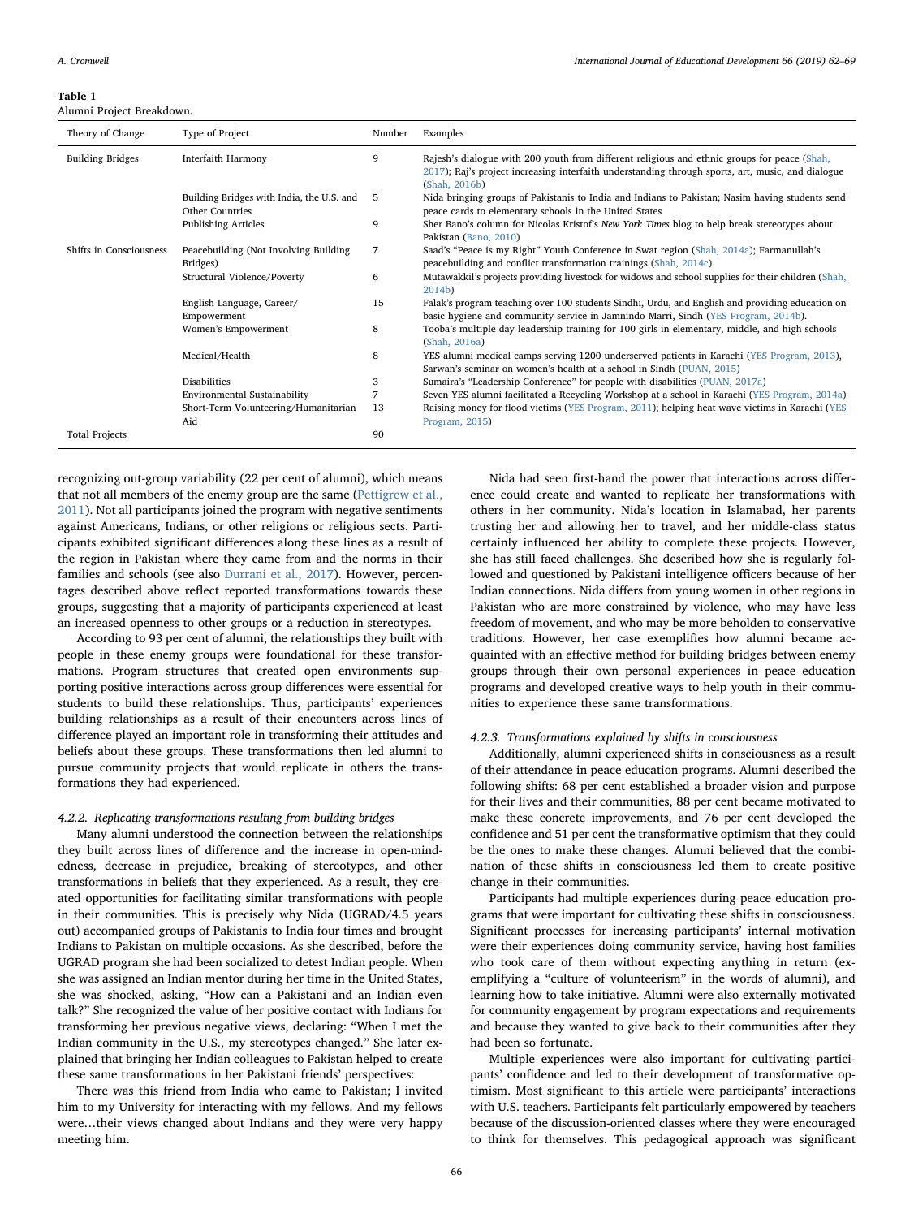**Table 1**
Alumni Project Breakdown.

| Theory of Change | Type of Project | Number | Examples |
|---|---|---|---|
| Building Bridges | Interfaith Harmony | 9 | Rajesh's dialogue with 200 youth from different religious and ethnic groups for peace (Shah, 2017); Raj's project increasing interfaith understanding through sports, art, music, and dialogue (Shah, 2016b) |
| | Building Bridges with India, the U.S. and Other Countries | 5 | Nida bringing groups of Pakistanis to India and Indians to Pakistan; Nasim having students send peace cards to elementary schools in the United States |
| | Publishing Articles | 9 | Sher Bano's column for Nicolas Kristof's *New York Times* blog to help break stereotypes about Pakistan (Bano, 2010) |
| Shifts in Consciousness | Peacebuilding (Not Involving Building Bridges) | 7 | Saad's "Peace is my Right" Youth Conference in Swat region (Shah, 2014a); Farmanullah's peacebuilding and conflict transformation trainings (Shah, 2014c) |
| | Structural Violence/Poverty | 6 | Mutawakkil's projects providing livestock for widows and school supplies for their children (Shah, 2014b) |
| | English Language, Career/ Empowerment | 15 | Falak's program teaching over 100 students Sindhi, Urdu, and English and providing education on basic hygiene and community service in Jamnindo Marri, Sindh (YES Program, 2014b). |
| | Women's Empowerment | 8 | Tooba's multiple day leadership training for 100 girls in elementary, middle, and high schools (Shah, 2016a) |
| | Medical/Health | 8 | YES alumni medical camps serving 1200 underserved patients in Karachi (YES Program, 2013), Sarwan's seminar on women's health at a school in Sindh (PUAN, 2015) |
| | Disabilities | 3 | Sumaira's "Leadership Conference" for people with disabilities (PUAN, 2017a) |
| | Environmental Sustainability | 7 | Seven YES alumni facilitated a Recycling Workshop at a school in Karachi (YES Program, 2014a) |
| | Short-Term Volunteering/Humanitarian Aid | 13 | Raising money for flood victims (YES Program, 2011); helping heat wave victims in Karachi (YES Program, 2015) |
| Total Projects | | 90 | |

recognizing out-group variability (22 per cent of alumni), which means that not all members of the enemy group are the same (Pettigrew et al., 2011). Not all participants joined the program with negative sentiments against Americans, Indians, or other religions or religious sects. Participants exhibited significant differences along these lines as a result of the region in Pakistan where they came from and the norms in their families and schools (see also Durrani et al., 2017). However, percentages described above reflect reported transformations towards these groups, suggesting that a majority of participants experienced at least an increased openness to other groups or a reduction in stereotypes.

According to 93 per cent of alumni, the relationships they built with people in these enemy groups were foundational for these transformations. Program structures that created open environments supporting positive interactions across group differences were essential for students to build these relationships. Thus, participants' experiences building relationships as a result of their encounters across lines of difference played an important role in transforming their attitudes and beliefs about these groups. These transformations then led alumni to pursue community projects that would replicate in others the transformations they had experienced.

#### 4.2.2. Replicating transformations resulting from building bridges

Many alumni understood the connection between the relationships they built across lines of difference and the increase in open-mindedness, decrease in prejudice, breaking of stereotypes, and other transformations in beliefs that they experienced. As a result, they created opportunities for facilitating similar transformations with people in their communities. This is precisely why Nida (UGRAD/4.5 years out) accompanied groups of Pakistanis to India four times and brought Indians to Pakistan on multiple occasions. As she described, before the UGRAD program she had been socialized to detest Indian people. When she was assigned an Indian mentor during her time in the United States, she was shocked, asking, "How can a Pakistani and an Indian even talk?" She recognized the value of her positive contact with Indians for transforming her previous negative views, declaring: "When I met the Indian community in the U.S., my stereotypes changed." She later explained that bringing her Indian colleagues to Pakistan helped to create these same transformations in her Pakistani friends' perspectives:

> There was this friend from India who came to Pakistan; I invited him to my University for interacting with my fellows. And my fellows were…their views changed about Indians and they were very happy meeting him.

Nida had seen first-hand the power that interactions across difference could create and wanted to replicate her transformations with others in her community. Nida's location in Islamabad, her parents trusting her and allowing her to travel, and her middle-class status certainly influenced her ability to complete these projects. However, she has still faced challenges. She described how she is regularly followed and questioned by Pakistani intelligence officers because of her Indian connections. Nida differs from young women in other regions in Pakistan who are more constrained by violence, who may have less freedom of movement, and who may be more beholden to conservative traditions. However, her case exemplifies how alumni became acquainted with an effective method for building bridges between enemy groups through their own personal experiences in peace education programs and developed creative ways to help youth in their communities to experience these same transformations.

#### 4.2.3. Transformations explained by shifts in consciousness

Additionally, alumni experienced shifts in consciousness as a result of their attendance in peace education programs. Alumni described the following shifts: 68 per cent established a broader vision and purpose for their lives and their communities, 88 per cent became motivated to make these concrete improvements, and 76 per cent developed the confidence and 51 per cent the transformative optimism that they could be the ones to make these changes. Alumni believed that the combination of these shifts in consciousness led them to create positive change in their communities.

Participants had multiple experiences during peace education programs that were important for cultivating these shifts in consciousness. Significant processes for increasing participants' internal motivation were their experiences doing community service, having host families who took care of them without expecting anything in return (exemplifying a "culture of volunteerism" in the words of alumni), and learning how to take initiative. Alumni were also externally motivated for community engagement by program expectations and requirements and because they wanted to give back to their communities after they had been so fortunate.

Multiple experiences were also important for cultivating participants' confidence and led to their development of transformative optimism. Most significant to this article were participants' interactions with U.S. teachers. Participants felt particularly empowered by teachers because of the discussion-oriented classes where they were encouraged to think for themselves. This pedagogical approach was significant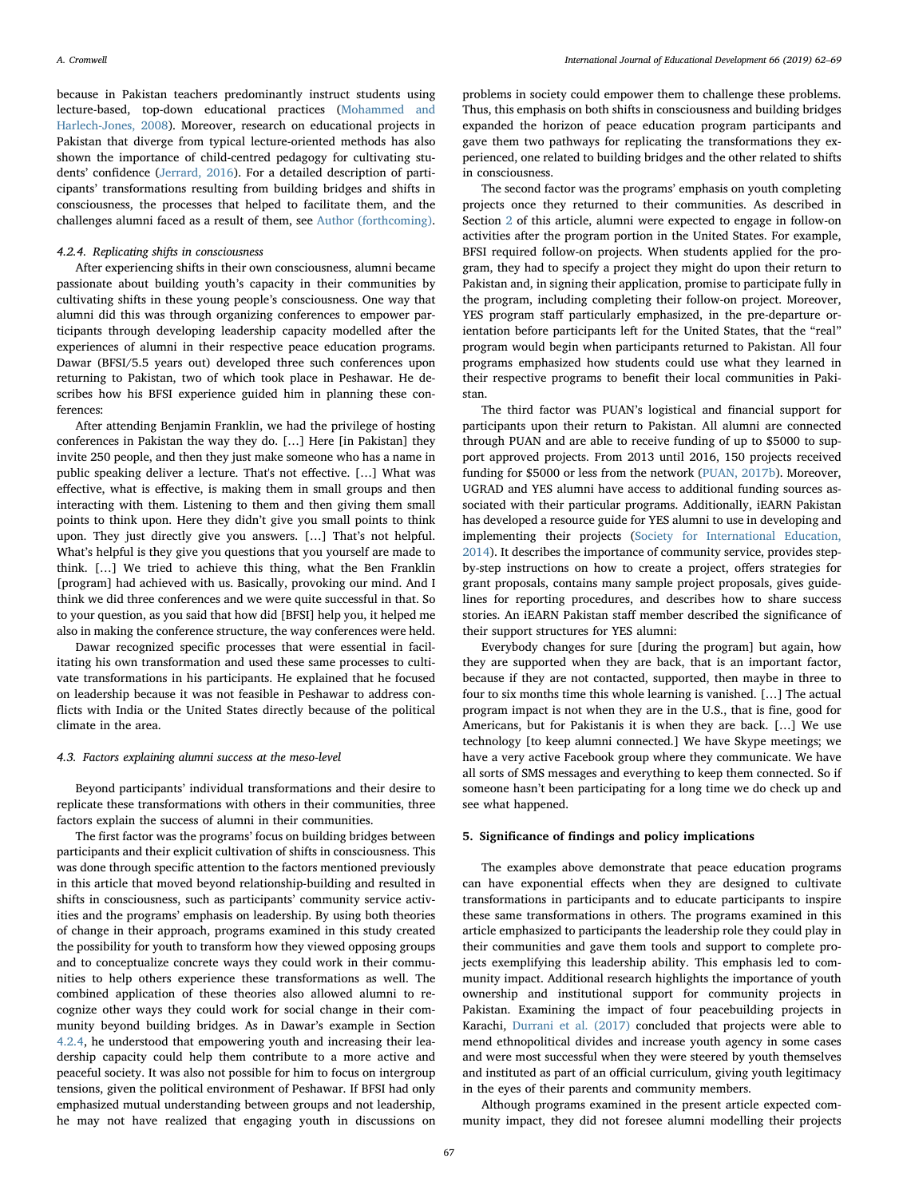because in Pakistan teachers predominantly instruct students using lecture-based, top-down educational practices (Mohammed and Harlech-Jones, 2008). Moreover, research on educational projects in Pakistan that diverge from typical lecture-oriented methods has also shown the importance of child-centred pedagogy for cultivating students' confidence (Jerrard, 2016). For a detailed description of participants' transformations resulting from building bridges and shifts in consciousness, the processes that helped to facilitate them, and the challenges alumni faced as a result of them, see Author (forthcoming).

#### 4.2.4. Replicating shifts in consciousness

After experiencing shifts in their own consciousness, alumni became passionate about building youth's capacity in their communities by cultivating shifts in these young people's consciousness. One way that alumni did this was through organizing conferences to empower participants through developing leadership capacity modelled after the experiences of alumni in their respective peace education programs. Dawar (BFSI/5.5 years out) developed three such conferences upon returning to Pakistan, two of which took place in Peshawar. He describes how his BFSI experience guided him in planning these conferences:

After attending Benjamin Franklin, we had the privilege of hosting conferences in Pakistan the way they do. […] Here [in Pakistan] they invite 250 people, and then they just make someone who has a name in public speaking deliver a lecture. That's not effective. […] What was effective, what is effective, is making them in small groups and then interacting with them. Listening to them and then giving them small points to think upon. Here they didn't give you small points to think upon. They just directly give you answers. […] That's not helpful. What's helpful is they give you questions that you yourself are made to think. […] We tried to achieve this thing, what the Ben Franklin [program] had achieved with us. Basically, provoking our mind. And I think we did three conferences and we were quite successful in that. So to your question, as you said that how did [BFSI] help you, it helped me also in making the conference structure, the way conferences were held.

Dawar recognized specific processes that were essential in facilitating his own transformation and used these same processes to cultivate transformations in his participants. He explained that he focused on leadership because it was not feasible in Peshawar to address conflicts with India or the United States directly because of the political climate in the area.

### 4.3. Factors explaining alumni success at the meso-level

Beyond participants' individual transformations and their desire to replicate these transformations with others in their communities, three factors explain the success of alumni in their communities.

The first factor was the programs' focus on building bridges between participants and their explicit cultivation of shifts in consciousness. This was done through specific attention to the factors mentioned previously in this article that moved beyond relationship-building and resulted in shifts in consciousness, such as participants' community service activities and the programs' emphasis on leadership. By using both theories of change in their approach, programs examined in this study created the possibility for youth to transform how they viewed opposing groups and to conceptualize concrete ways they could work in their communities to help others experience these transformations as well. The combined application of these theories also allowed alumni to recognize other ways they could work for social change in their community beyond building bridges. As in Dawar's example in Section 4.2.4, he understood that empowering youth and increasing their leadership capacity could help them contribute to a more active and peaceful society. It was also not possible for him to focus on intergroup tensions, given the political environment of Peshawar. If BFSI had only emphasized mutual understanding between groups and not leadership, he may not have realized that engaging youth in discussions on problems in society could empower them to challenge these problems. Thus, this emphasis on both shifts in consciousness and building bridges expanded the horizon of peace education program participants and gave them two pathways for replicating the transformations they experienced, one related to building bridges and the other related to shifts in consciousness.

The second factor was the programs' emphasis on youth completing projects once they returned to their communities. As described in Section 2 of this article, alumni were expected to engage in follow-on activities after the program portion in the United States. For example, BFSI required follow-on projects. When students applied for the program, they had to specify a project they might do upon their return to Pakistan and, in signing their application, promise to participate fully in the program, including completing their follow-on project. Moreover, YES program staff particularly emphasized, in the pre-departure orientation before participants left for the United States, that the "real" program would begin when participants returned to Pakistan. All four programs emphasized how students could use what they learned in their respective programs to benefit their local communities in Pakistan.

The third factor was PUAN's logistical and financial support for participants upon their return to Pakistan. All alumni are connected through PUAN and are able to receive funding of up to $5000 to support approved projects. From 2013 until 2016, 150 projects received funding for $5000 or less from the network (PUAN, 2017b). Moreover, UGRAD and YES alumni have access to additional funding sources associated with their particular programs. Additionally, iEARN Pakistan has developed a resource guide for YES alumni to use in developing and implementing their projects (Society for International Education, 2014). It describes the importance of community service, provides step-by-step instructions on how to create a project, offers strategies for grant proposals, contains many sample project proposals, gives guidelines for reporting procedures, and describes how to share success stories. An iEARN Pakistan staff member described the significance of their support structures for YES alumni:

Everybody changes for sure [during the program] but again, how they are supported when they are back, that is an important factor, because if they are not contacted, supported, then maybe in three to four to six months time this whole learning is vanished. […] The actual program impact is not when they are in the U.S., that is fine, good for Americans, but for Pakistanis it is when they are back. […] We use technology [to keep alumni connected.] We have Skype meetings; we have a very active Facebook group where they communicate. We have all sorts of SMS messages and everything to keep them connected. So if someone hasn't been participating for a long time we do check up and see what happened.

## 5. Significance of findings and policy implications

The examples above demonstrate that peace education programs can have exponential effects when they are designed to cultivate transformations in participants and to educate participants to inspire these same transformations in others. The programs examined in this article emphasized to participants the leadership role they could play in their communities and gave them tools and support to complete projects exemplifying this leadership ability. This emphasis led to community impact. Additional research highlights the importance of youth ownership and institutional support for community projects in Pakistan. Examining the impact of four peacebuilding projects in Karachi, Durrani et al. (2017) concluded that projects were able to mend ethnopolitical divides and increase youth agency in some cases and were most successful when they were steered by youth themselves and instituted as part of an official curriculum, giving youth legitimacy in the eyes of their parents and community members.

Although programs examined in the present article expected community impact, they did not foresee alumni modelling their projects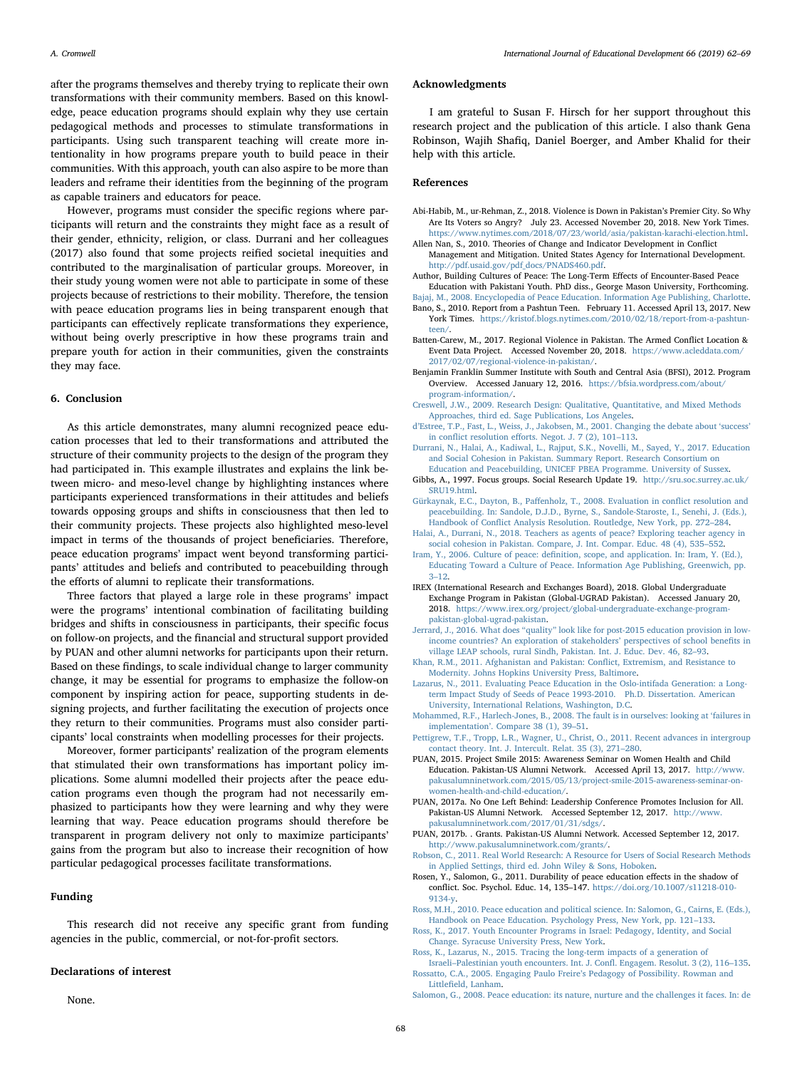after the programs themselves and thereby trying to replicate their own transformations with their community members. Based on this knowledge, peace education programs should explain why they use certain pedagogical methods and processes to stimulate transformations in participants. Using such transparent teaching will create more intentionality in how programs prepare youth to build peace in their communities. With this approach, youth can also aspire to be more than leaders and reframe their identities from the beginning of the program as capable trainers and educators for peace.

However, programs must consider the specific regions where participants will return and the constraints they might face as a result of their gender, ethnicity, religion, or class. Durrani and her colleagues (2017) also found that some projects reified societal inequities and contributed to the marginalisation of particular groups. Moreover, in their study young women were not able to participate in some of these projects because of restrictions to their mobility. Therefore, the tension with peace education programs lies in being transparent enough that participants can effectively replicate transformations they experience, without being overly prescriptive in how these programs train and prepare youth for action in their communities, given the constraints they may face.

## 6. Conclusion

As this article demonstrates, many alumni recognized peace education processes that led to their transformations and attributed the structure of their community projects to the design of the program they had participated in. This example illustrates and explains the link between micro- and meso-level change by highlighting instances where participants experienced transformations in their attitudes and beliefs towards opposing groups and shifts in consciousness that then led to their community projects. These projects also highlighted meso-level impact in terms of the thousands of project beneficiaries. Therefore, peace education programs' impact went beyond transforming participants' attitudes and beliefs and contributed to peacebuilding through the efforts of alumni to replicate their transformations.

Three factors that played a large role in these programs' impact were the programs' intentional combination of facilitating building bridges and shifts in consciousness in participants, their specific focus on follow-on projects, and the financial and structural support provided by PUAN and other alumni networks for participants upon their return. Based on these findings, to scale individual change to larger community change, it may be essential for programs to emphasize the follow-on component by inspiring action for peace, supporting students in designing projects, and further facilitating the execution of projects once they return to their communities. Programs must also consider participants' local constraints when modelling processes for their projects.

Moreover, former participants' realization of the program elements that stimulated their own transformations has important policy implications. Some alumni modelled their projects after the peace education programs even though the program had not necessarily emphasized to participants how they were learning and why they were learning that way. Peace education programs should therefore be transparent in program delivery not only to maximize participants' gains from the program but also to increase their recognition of how particular pedagogical processes facilitate transformations.

## Funding

This research did not receive any specific grant from funding agencies in the public, commercial, or not-for-profit sectors.

## Declarations of interest

None.

## Acknowledgments

I am grateful to Susan F. Hirsch for her support throughout this research project and the publication of this article. I also thank Gena Robinson, Wajih Shafiq, Daniel Boerger, and Amber Khalid for their help with this article.

## References

Abi-Habib, M., ur-Rehman, Z., 2018. Violence is Down in Pakistan's Premier City. So Why Are Its Voters so Angry? July 23. Accessed November 20, 2018. New York Times. https://www.nytimes.com/2018/07/23/world/asia/pakistan-karachi-election.html.

Allen Nan, S., 2010. Theories of Change and Indicator Development in Conflict Management and Mitigation. United States Agency for International Development. http://pdf.usaid.gov/pdf_docs/PNADS460.pdf.

Author, Building Cultures of Peace: The Long-Term Effects of Encounter-Based Peace Education with Pakistani Youth. PhD diss., George Mason University, Forthcoming.

Bajaj, M., 2008. Encyclopedia of Peace Education. Information Age Publishing, Charlotte.

Bano, S., 2010. Report from a Pashtun Teen. February 11. Accessed April 13, 2017. New York Times. https://kristof.blogs.nytimes.com/2010/02/18/report-from-a-pashtun-teen/.

Batten-Carew, M., 2017. Regional Violence in Pakistan. The Armed Conflict Location & Event Data Project. Accessed November 20, 2018. https://www.acleddata.com/2017/02/07/regional-violence-in-pakistan/.

Benjamin Franklin Summer Institute with South and Central Asia (BFSI), 2012. Program Overview. Accessed January 12, 2016. https://bfsia.wordpress.com/about/program-information/.

Creswell, J.W., 2009. Research Design: Qualitative, Quantitative, and Mixed Methods Approaches, third ed. Sage Publications, Los Angeles.

d'Estree, T.P., Fast, L., Weiss, J., Jakobsen, M., 2001. Changing the debate about 'success' in conflict resolution efforts. Negot. J. 7 (2), 101–113.

Durrani, N., Halai, A., Kadiwal, L., Rajput, S.K., Novelli, M., Sayed, Y., 2017. Education and Social Cohesion in Pakistan. Summary Report. Research Consortium on Education and Peacebuilding, UNICEF PBEA Programme. University of Sussex.

Gibbs, A., 1997. Focus groups. Social Research Update 19. http://sru.soc.surrey.ac.uk/SRU19.html.

Gürkaynak, E.C., Dayton, B., Paffenholz, T., 2008. Evaluation in conflict resolution and peacebuilding. In: Sandole, D.J.D., Byrne, S., Sandole-Staroste, I., Senehi, J. (Eds.), Handbook of Conflict Analysis Resolution. Routledge, New York, pp. 272–284.

Halai, A., Durrani, N., 2018. Teachers as agents of peace? Exploring teacher agency in social cohesion in Pakistan. Compare, J. Int. Compar. Educ. 48 (4), 535–552.

Iram, Y., 2006. Culture of peace: definition, scope, and application. In: Iram, Y. (Ed.), Educating Toward a Culture of Peace. Information Age Publishing, Greenwich, pp. 3–12.

IREX (International Research and Exchanges Board), 2018. Global Undergraduate Exchange Program in Pakistan (Global-UGRAD Pakistan). Accessed January 20, 2018. https://www.irex.org/project/global-undergraduate-exchange-program-pakistan-global-ugrad-pakistan.

Jerrard, J., 2016. What does "quality" look like for post-2015 education provision in low-income countries? An exploration of stakeholders' perspectives of school benefits in village LEAP schools, rural Sindh, Pakistan. Int. J. Educ. Dev. 46, 82–93.

Khan, R.M., 2011. Afghanistan and Pakistan: Conflict, Extremism, and Resistance to Modernity. Johns Hopkins University Press, Baltimore.

Lazarus, N., 2011. Evaluating Peace Education in the Oslo-intifada Generation: a Long-term Impact Study of Seeds of Peace 1993-2010. Ph.D. Dissertation. American University, International Relations, Washington, D.C.

Mohammed, R.F., Harlech-Jones, B., 2008. The fault is in ourselves: looking at 'failures in implementation'. Compare 38 (1), 39–51.

Pettigrew, T.F., Tropp, L.R., Wagner, U., Christ, O., 2011. Recent advances in intergroup contact theory. Int. J. Intercult. Relat. 35 (3), 271–280.

PUAN, 2015. Project Smile 2015: Awareness Seminar on Women Health and Child Education. Pakistan-US Alumni Network. Accessed April 13, 2017. http://www.pakusalumninetwork.com/2015/05/13/project-smile-2015-awareness-seminar-on-women-health-and-child-education/.

PUAN, 2017a. No One Left Behind: Leadership Conference Promotes Inclusion for All. Pakistan-US Alumni Network. Accessed September 12, 2017. http://www.pakusalumninetwork.com/2017/01/31/sdgs/.

PUAN, 2017b. . Grants. Pakistan-US Alumni Network. Accessed September 12, 2017. http://www.pakusalumninetwork.com/grants/.

Robson, C., 2011. Real World Research: A Resource for Users of Social Research Methods in Applied Settings, third ed. John Wiley & Sons, Hoboken.

Rosen, Y., Salomon, G., 2011. Durability of peace education effects in the shadow of conflict. Soc. Psychol. Educ. 14, 135–147. https://doi.org/10.1007/s11218-010-9134-y.

Ross, M.H., 2010. Peace education and political science. In: Salomon, G., Cairns, E. (Eds.), Handbook on Peace Education. Psychology Press, New York, pp. 121–133.

Ross, K., 2017. Youth Encounter Programs in Israel: Pedagogy, Identity, and Social Change. Syracuse University Press, New York.

Ross, K., Lazarus, N., 2015. Tracing the long-term impacts of a generation of Israeli–Palestinian youth encounters. Int. J. Confl. Engagem. Resolut. 3 (2), 116–135.

Rossatto, C.A., 2005. Engaging Paulo Freire's Pedagogy of Possibility. Rowman and Littlefield, Lanham.

Salomon, G., 2008. Peace education: its nature, nurture and the challenges it faces. In: de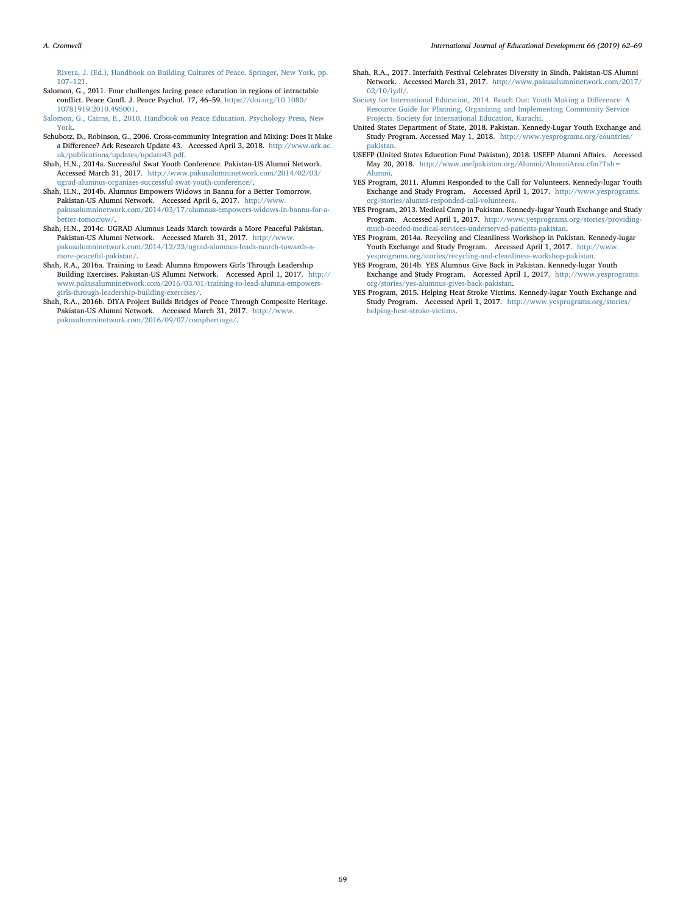Rivera, J. (Ed.), Handbook on Building Cultures of Peace. Springer, New York, pp. 107–121.

Salomon, G., 2011. Four challenges facing peace education in regions of intractable conflict. Peace Confl. J. Peace Psychol. 17, 46–59. https://doi.org/10.1080/10781919.2010.495001.

Salomon, G., Cairns, E., 2010. Handbook on Peace Education. Psychology Press, New York.

Schubotz, D., Robinson, G., 2006. Cross-community Integration and Mixing: Does It Make a Difference? Ark Research Update 43. Accessed April 3, 2018. http://www.ark.ac.uk/publications/updates/update43.pdf.

Shah, H.N., 2014a. Successful Swat Youth Conference. Pakistan-US Alumni Network. Accessed March 31, 2017. http://www.pakusalumninetwork.com/2014/02/03/ugrad-alumnus-organizes-successful-swat-youth-conference/.

Shah, H.N., 2014b. Alumnus Empowers Widows in Bannu for a Better Tomorrow. Pakistan-US Alumni Network. Accessed April 6, 2017. http://www.pakusalumninetwork.com/2014/03/17/alumnus-empowers-widows-in-bannu-for-a-better-tomorrow/.

Shah, H.N., 2014c. UGRAD Alumnus Leads March towards a More Peaceful Pakistan. Pakistan-US Alumni Network. Accessed March 31, 2017. http://www.pakusalumninetwork.com/2014/12/23/ugrad-alumnus-leads-march-towards-a-more-peaceful-pakistan/.

Shah, R.A., 2016a. Training to Lead: Alumna Empowers Girls Through Leadership Building Exercises. Pakistan-US Alumni Network. Accessed April 1, 2017. http://www.pakusalumninetwork.com/2016/03/01/training-to-lead-alumna-empowers-girls-through-leadership-building-exercises/.

Shah, R.A., 2016b. DIYA Project Builds Bridges of Peace Through Composite Heritage. Pakistan-US Alumni Network. Accessed March 31, 2017. http://www.pakusalumninetwork.com/2016/09/07/comphertiage/.

Shah, R.A., 2017. Interfaith Festival Celebrates Diversity in Sindh. Pakistan-US Alumni Network. Accessed March 31, 2017. http://www.pakusalumninetwork.com/2017/02/10/iydf/.

Society for International Education, 2014. Reach Out: Youth Making a Difference: A Resource Guide for Planning, Organizing and Implementing Community Service Projects. Society for International Education, Karachi.

United States Department of State, 2018. Pakistan. Kennedy-Lugar Youth Exchange and Study Program. Accessed May 1, 2018. http://www.yesprograms.org/countries/pakistan.

USEFP (United States Education Fund Pakistan), 2018. USEFP Alumni Affairs. Accessed May 20, 2018. http://www.usefpakistan.org/Alumni/AlumniArea.cfm?Tab=Alumni.

YES Program, 2011. Alumni Responded to the Call for Volunteers. Kennedy-lugar Youth Exchange and Study Program. Accessed April 1, 2017. http://www.yesprograms.org/stories/alumni-responded-call-volunteers.

YES Program, 2013. Medical Camp in Pakistan. Kennedy-lugar Youth Exchange and Study Program. Accessed April 1, 2017. http://www.yesprograms.org/stories/providing-much-needed-medical-services-underserved-patients-pakistan.

YES Program, 2014a. Recycling and Cleanliness Workshop in Pakistan. Kennedy-lugar Youth Exchange and Study Program. Accessed April 1, 2017. http://www.yesprograms.org/stories/recycling-and-cleanliness-workshop-pakistan.

YES Program, 2014b. YES Alumnus Give Back in Pakistan. Kennedy-lugar Youth Exchange and Study Program. Accessed April 1, 2017. http://www.yesprograms.org/stories/yes-alumnus-gives-back-pakistan.

YES Program, 2015. Helping Heat Stroke Victims. Kennedy-lugar Youth Exchange and Study Program. Accessed April 1, 2017. http://www.yesprograms.org/stories/helping-heat-stroke-victims.